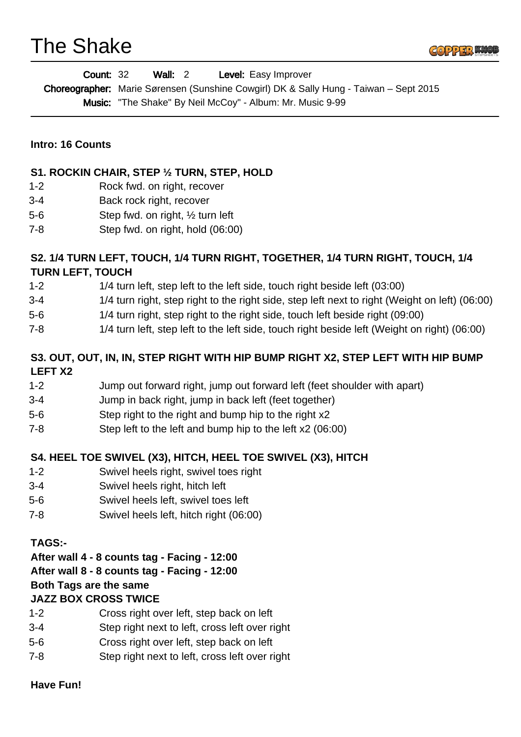# The Shake

**Count:** 32 **Wall:** 2 **Level:** Easy Improver

**Choreographer:** Marie Sørensen (Sunshine Cowgirl) DK & Sally Hung - Taiwan – Sept 2015

**Music:** "The Shake" By Neil McCoy" - Album: Mr. Music 9-99

---

**Intro: 16 Counts**

**S1. ROCKIN CHAIR, STEP ½ TURN, STEP, HOLD**

| | |
|---|---|
| 1-2 | Rock fwd. on right, recover |
| 3-4 | Back rock right, recover |
| 5-6 | Step fwd. on right, ½ turn left |
| 7-8 | Step fwd. on right, hold (06:00) |

**S2. 1/4 TURN LEFT, TOUCH, 1/4 TURN RIGHT, TOGETHER, 1/4 TURN RIGHT, TOUCH, 1/4 TURN LEFT, TOUCH**

| | |
|---|---|
| 1-2 | 1/4 turn left, step left to the left side, touch right beside left (03:00) |
| 3-4 | 1/4 turn right, step right to the right side, step left next to right (Weight on left) (06:00) |
| 5-6 | 1/4 turn right, step right to the right side, touch left beside right (09:00) |
| 7-8 | 1/4 turn left, step left to the left side, touch right beside left (Weight on right) (06:00) |

**S3. OUT, OUT, IN, IN, STEP RIGHT WITH HIP BUMP RIGHT X2, STEP LEFT WITH HIP BUMP LEFT X2**

| | |
|---|---|
| 1-2 | Jump out forward right, jump out forward left (feet shoulder with apart) |
| 3-4 | Jump in back right, jump in back left (feet together) |
| 5-6 | Step right to the right and bump hip to the right x2 |
| 7-8 | Step left to the left and bump hip to the left x2 (06:00) |

**S4. HEEL TOE SWIVEL (X3), HITCH, HEEL TOE SWIVEL (X3), HITCH**

| | |
|---|---|
| 1-2 | Swivel heels right, swivel toes right |
| 3-4 | Swivel heels right, hitch left |
| 5-6 | Swivel heels left, swivel toes left |
| 7-8 | Swivel heels left, hitch right (06:00) |

**TAGS:-**
**After wall 4 - 8 counts tag - Facing - 12:00**
**After wall 8 - 8 counts tag - Facing - 12:00**
**Both Tags are the same**
**JAZZ BOX CROSS TWICE**

| | |
|---|---|
| 1-2 | Cross right over left, step back on left |
| 3-4 | Step right next to left, cross left over right |
| 5-6 | Cross right over left, step back on left |
| 7-8 | Step right next to left, cross left over right |

**Have Fun!**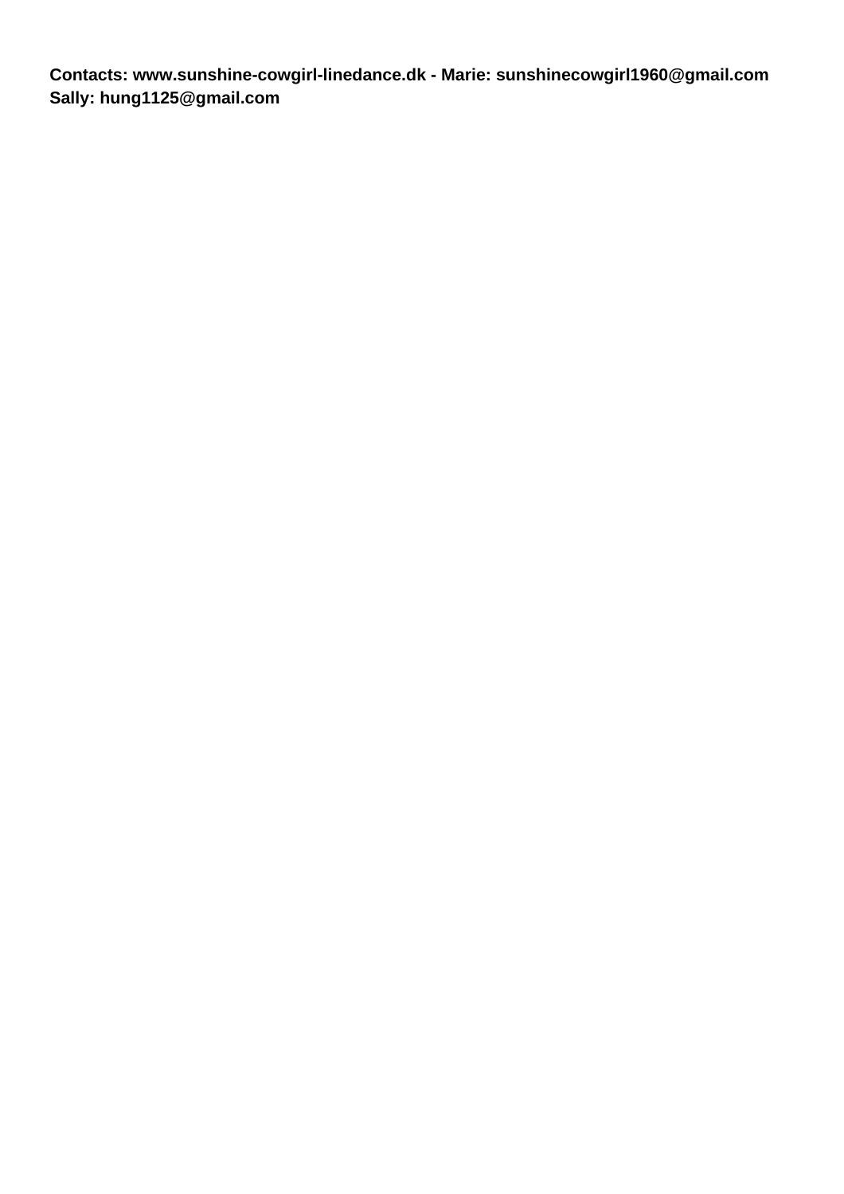**Contacts: www.sunshine-cowgirl-linedance.dk - Marie: sunshinecowgirl1960@gmail.com**
**Sally: hung1125@gmail.com**